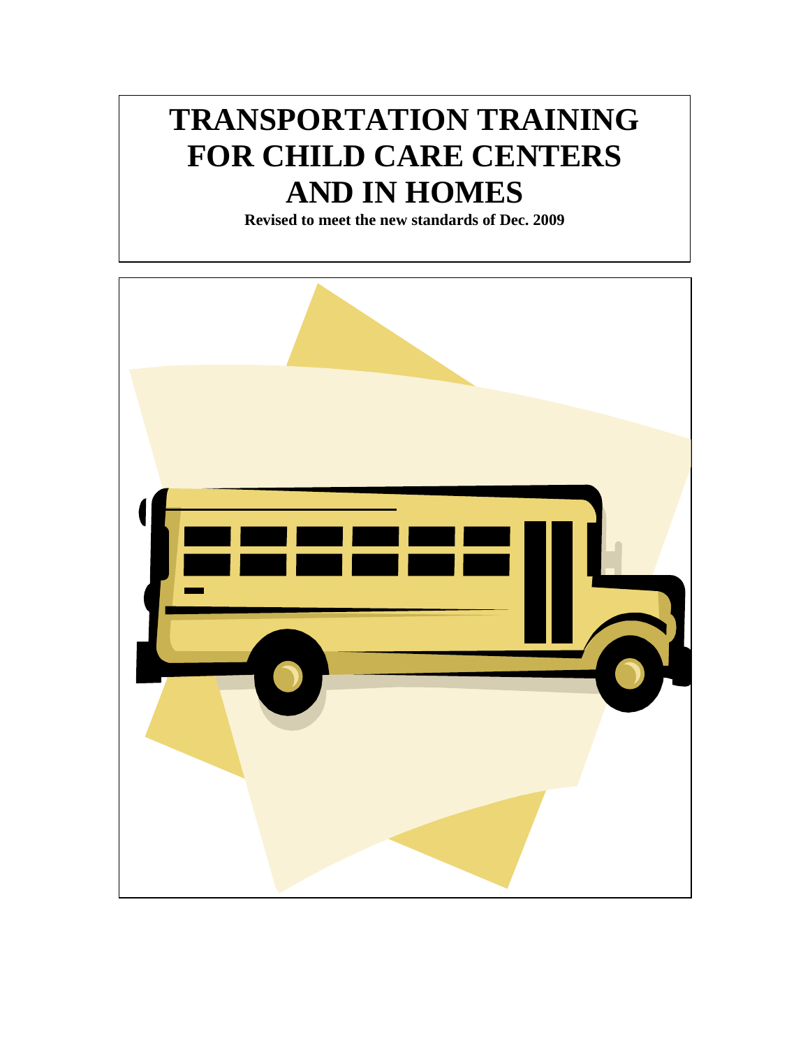# TRANSPORTATION TRAINING FOR CHILD CARE CENTERS AND IN HOMES

**Revised to meet the new standards of Dec. 2009**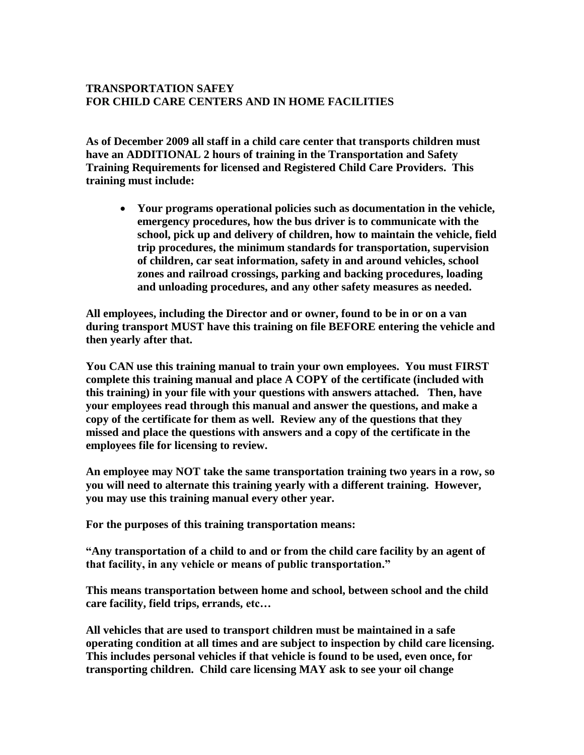**TRANSPORTATION SAFEY**
**FOR CHILD CARE CENTERS AND IN HOME FACILITIES**

**As of December 2009 all staff in a child care center that transports children must have an ADDITIONAL 2 hours of training in the Transportation and Safety Training Requirements for licensed and Registered Child Care Providers. This training must include:**

- **Your programs operational policies such as documentation in the vehicle, emergency procedures, how the bus driver is to communicate with the school, pick up and delivery of children, how to maintain the vehicle, field trip procedures, the minimum standards for transportation, supervision of children, car seat information, safety in and around vehicles, school zones and railroad crossings, parking and backing procedures, loading and unloading procedures, and any other safety measures as needed.**

**All employees, including the Director and or owner, found to be in or on a van during transport MUST have this training on file BEFORE entering the vehicle and then yearly after that.**

**You CAN use this training manual to train your own employees. You must FIRST complete this training manual and place A COPY of the certificate (included with this training) in your file with your questions with answers attached. Then, have your employees read through this manual and answer the questions, and make a copy of the certificate for them as well. Review any of the questions that they missed and place the questions with answers and a copy of the certificate in the employees file for licensing to review.**

**An employee may NOT take the same transportation training two years in a row, so you will need to alternate this training yearly with a different training. However, you may use this training manual every other year.**

**For the purposes of this training transportation means:**

**"Any transportation of a child to and or from the child care facility by an agent of that facility, in any vehicle or means of public transportation."**

**This means transportation between home and school, between school and the child care facility, field trips, errands, etc…**

**All vehicles that are used to transport children must be maintained in a safe operating condition at all times and are subject to inspection by child care licensing. This includes personal vehicles if that vehicle is found to be used, even once, for transporting children. Child care licensing MAY ask to see your oil change**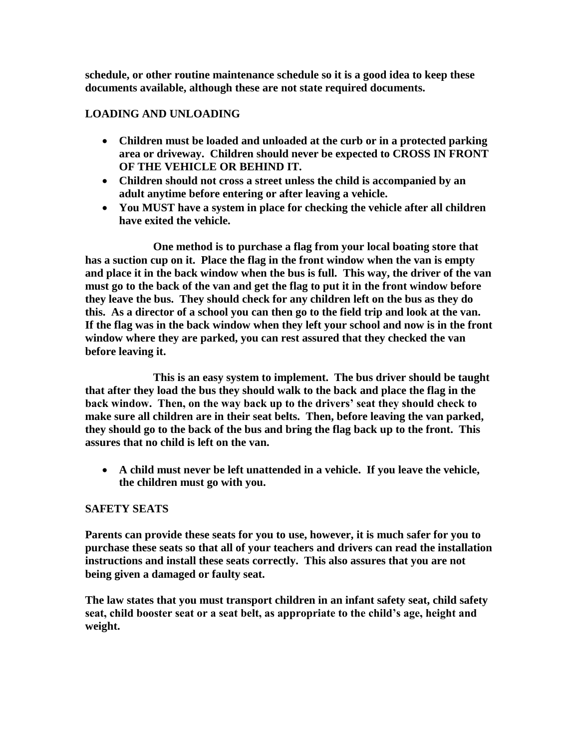**schedule, or other routine maintenance schedule so it is a good idea to keep these documents available, although these are not state required documents.**

## LOADING AND UNLOADING

- **Children must be loaded and unloaded at the curb or in a protected parking area or driveway. Children should never be expected to CROSS IN FRONT OF THE VEHICLE OR BEHIND IT.**
- **Children should not cross a street unless the child is accompanied by an adult anytime before entering or after leaving a vehicle.**
- **You MUST have a system in place for checking the vehicle after all children have exited the vehicle.**

**One method is to purchase a flag from your local boating store that has a suction cup on it. Place the flag in the front window when the van is empty and place it in the back window when the bus is full. This way, the driver of the van must go to the back of the van and get the flag to put it in the front window before they leave the bus. They should check for any children left on the bus as they do this. As a director of a school you can then go to the field trip and look at the van. If the flag was in the back window when they left your school and now is in the front window where they are parked, you can rest assured that they checked the van before leaving it.**

**This is an easy system to implement. The bus driver should be taught that after they load the bus they should walk to the back and place the flag in the back window. Then, on the way back up to the drivers' seat they should check to make sure all children are in their seat belts. Then, before leaving the van parked, they should go to the back of the bus and bring the flag back up to the front. This assures that no child is left on the van.**

- **A child must never be left unattended in a vehicle. If you leave the vehicle, the children must go with you.**

## SAFETY SEATS

**Parents can provide these seats for you to use, however, it is much safer for you to purchase these seats so that all of your teachers and drivers can read the installation instructions and install these seats correctly. This also assures that you are not being given a damaged or faulty seat.**

**The law states that you must transport children in an infant safety seat, child safety seat, child booster seat or a seat belt, as appropriate to the child's age, height and weight.**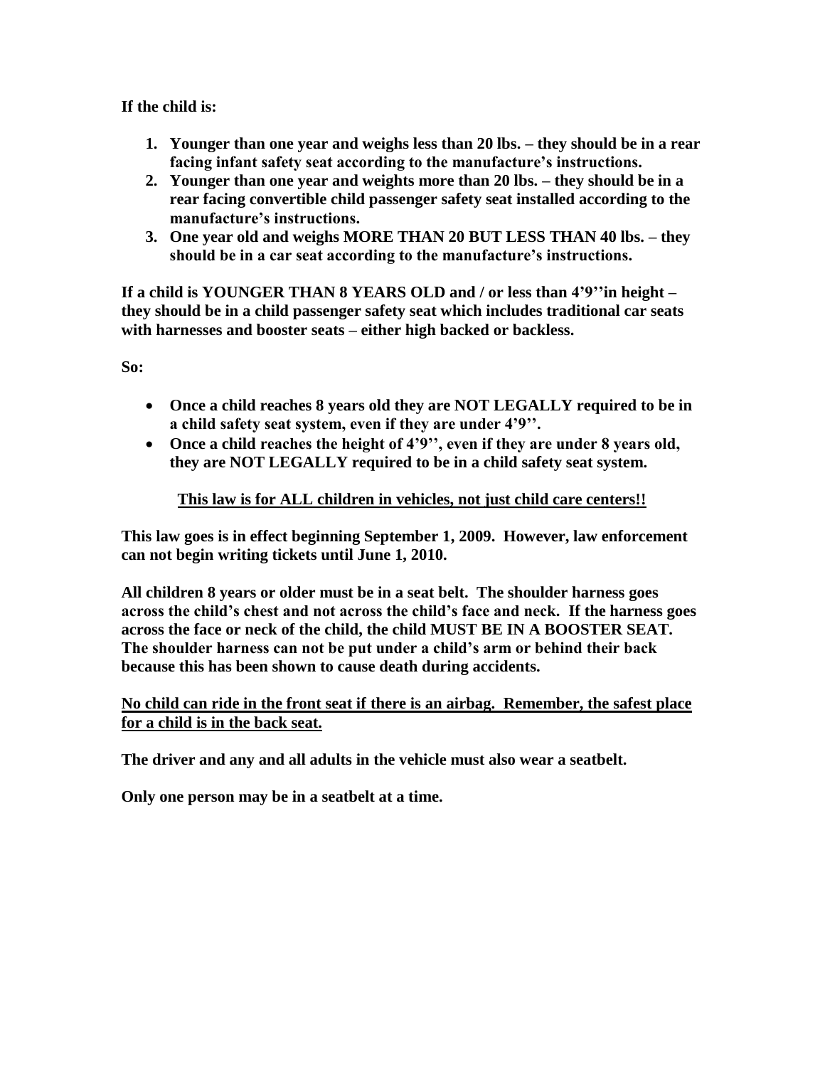**If the child is:**

1. **Younger than one year and weighs less than 20 lbs. – they should be in a rear facing infant safety seat according to the manufacture's instructions.**
2. **Younger than one year and weights more than 20 lbs. – they should be in a rear facing convertible child passenger safety seat installed according to the manufacture's instructions.**
3. **One year old and weighs MORE THAN 20 BUT LESS THAN 40 lbs. – they should be in a car seat according to the manufacture's instructions.**

**If a child is YOUNGER THAN 8 YEARS OLD and / or less than 4'9''in height – they should be in a child passenger safety seat which includes traditional car seats with harnesses and booster seats – either high backed or backless.**

**So:**

- **Once a child reaches 8 years old they are NOT LEGALLY required to be in a child safety seat system, even if they are under 4'9''.**
- **Once a child reaches the height of 4'9'', even if they are under 8 years old, they are NOT LEGALLY required to be in a child safety seat system.**

<u>**This law is for ALL children in vehicles, not just child care centers!!**</u>

**This law goes is in effect beginning September 1, 2009. However, law enforcement can not begin writing tickets until June 1, 2010.**

**All children 8 years or older must be in a seat belt. The shoulder harness goes across the child's chest and not across the child's face and neck. If the harness goes across the face or neck of the child, the child MUST BE IN A BOOSTER SEAT. The shoulder harness can not be put under a child's arm or behind their back because this has been shown to cause death during accidents.**

<u>**No child can ride in the front seat if there is an airbag. Remember, the safest place for a child is in the back seat.**</u>

**The driver and any and all adults in the vehicle must also wear a seatbelt.**

**Only one person may be in a seatbelt at a time.**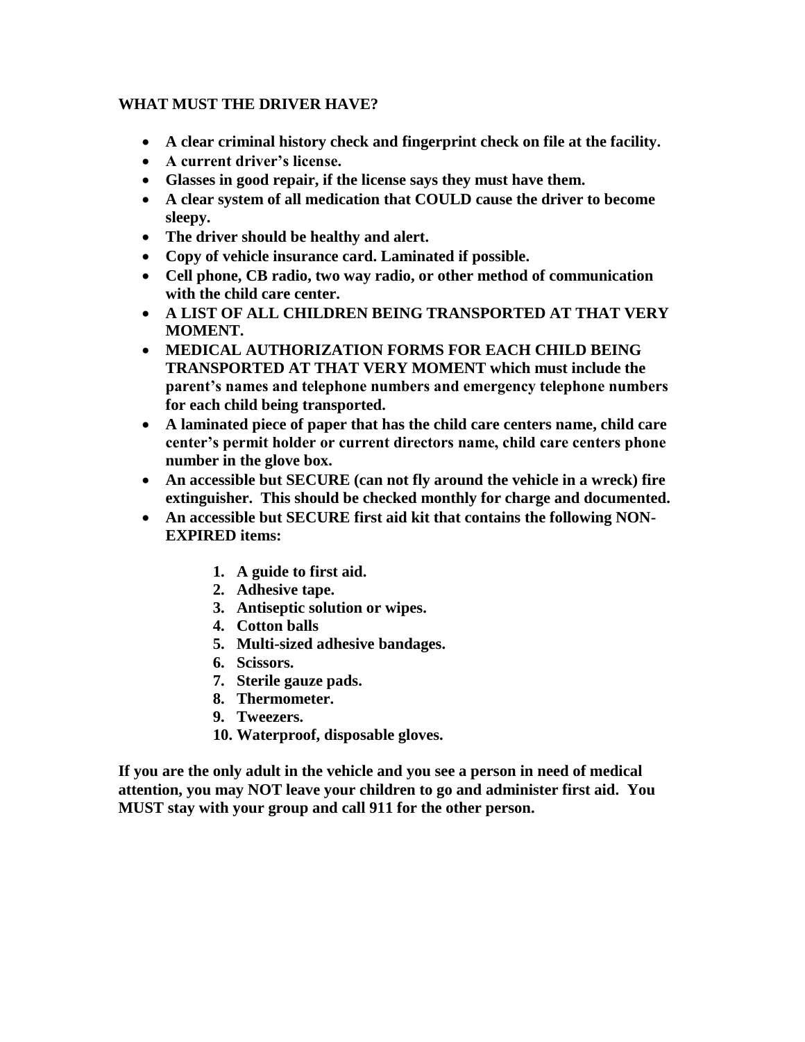**WHAT MUST THE DRIVER HAVE?**

- **A clear criminal history check and fingerprint check on file at the facility.**
- **A current driver's license.**
- **Glasses in good repair, if the license says they must have them.**
- **A clear system of all medication that COULD cause the driver to become sleepy.**
- **The driver should be healthy and alert.**
- **Copy of vehicle insurance card. Laminated if possible.**
- **Cell phone, CB radio, two way radio, or other method of communication with the child care center.**
- **A LIST OF ALL CHILDREN BEING TRANSPORTED AT THAT VERY MOMENT.**
- **MEDICAL AUTHORIZATION FORMS FOR EACH CHILD BEING TRANSPORTED AT THAT VERY MOMENT which must include the parent's names and telephone numbers and emergency telephone numbers for each child being transported.**
- **A laminated piece of paper that has the child care centers name, child care center's permit holder or current directors name, child care centers phone number in the glove box.**
- **An accessible but SECURE (can not fly around the vehicle in a wreck) fire extinguisher. This should be checked monthly for charge and documented.**
- **An accessible but SECURE first aid kit that contains the following NON-EXPIRED items:**

    1. **A guide to first aid.**
    2. **Adhesive tape.**
    3. **Antiseptic solution or wipes.**
    4. **Cotton balls**
    5. **Multi-sized adhesive bandages.**
    6. **Scissors.**
    7. **Sterile gauze pads.**
    8. **Thermometer.**
    9. **Tweezers.**
    10. **Waterproof, disposable gloves.**

**If you are the only adult in the vehicle and you see a person in need of medical attention, you may NOT leave your children to go and administer first aid. You MUST stay with your group and call 911 for the other person.**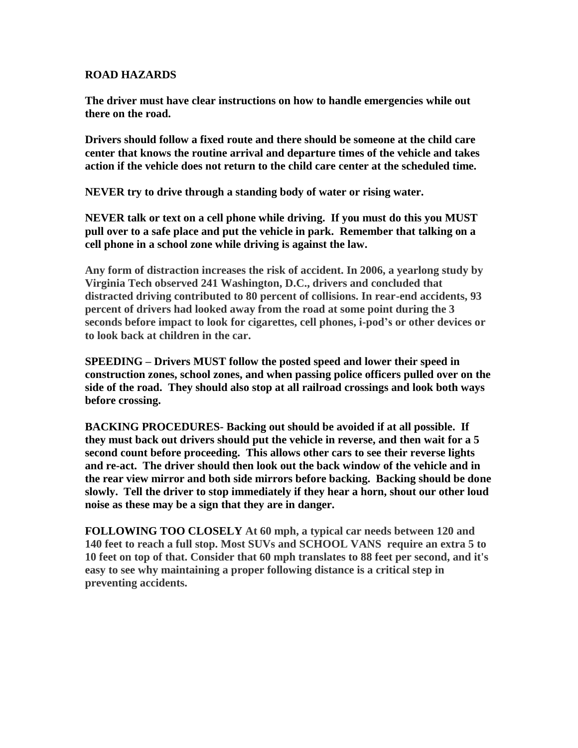**ROAD HAZARDS**

**The driver must have clear instructions on how to handle emergencies while out there on the road.**

**Drivers should follow a fixed route and there should be someone at the child care center that knows the routine arrival and departure times of the vehicle and takes action if the vehicle does not return to the child care center at the scheduled time.**

**NEVER try to drive through a standing body of water or rising water.**

**NEVER talk or text on a cell phone while driving. If you must do this you MUST pull over to a safe place and put the vehicle in park. Remember that talking on a cell phone in a school zone while driving is against the law.**

**Any form of distraction increases the risk of accident. In 2006, a yearlong study by Virginia Tech observed 241 Washington, D.C., drivers and concluded that distracted driving contributed to 80 percent of collisions. In rear-end accidents, 93 percent of drivers had looked away from the road at some point during the 3 seconds before impact to look for cigarettes, cell phones, i-pod's or other devices or to look back at children in the car.**

**SPEEDING – Drivers MUST follow the posted speed and lower their speed in construction zones, school zones, and when passing police officers pulled over on the side of the road. They should also stop at all railroad crossings and look both ways before crossing.**

**BACKING PROCEDURES- Backing out should be avoided if at all possible. If they must back out drivers should put the vehicle in reverse, and then wait for a 5 second count before proceeding. This allows other cars to see their reverse lights and re-act. The driver should then look out the back window of the vehicle and in the rear view mirror and both side mirrors before backing. Backing should be done slowly. Tell the driver to stop immediately if they hear a horn, shout our other loud noise as these may be a sign that they are in danger.**

**FOLLOWING TOO CLOSELY At 60 mph, a typical car needs between 120 and 140 feet to reach a full stop. Most SUVs and SCHOOL VANS require an extra 5 to 10 feet on top of that. Consider that 60 mph translates to 88 feet per second, and it's easy to see why maintaining a proper following distance is a critical step in preventing accidents.**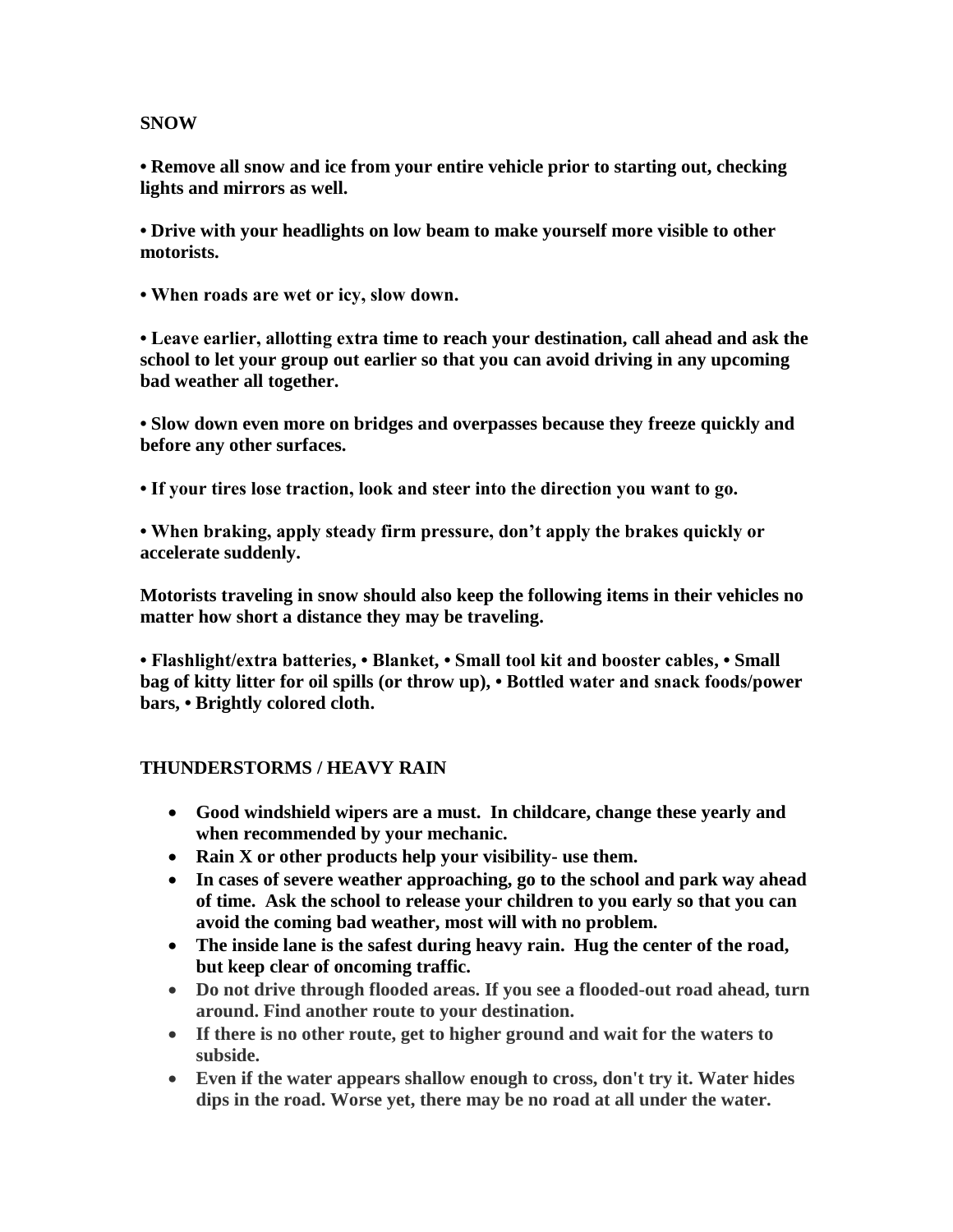**SNOW**

**• Remove all snow and ice from your entire vehicle prior to starting out, checking lights and mirrors as well.**

**• Drive with your headlights on low beam to make yourself more visible to other motorists.**

**• When roads are wet or icy, slow down.**

**• Leave earlier, allotting extra time to reach your destination, call ahead and ask the school to let your group out earlier so that you can avoid driving in any upcoming bad weather all together.**

**• Slow down even more on bridges and overpasses because they freeze quickly and before any other surfaces.**

**• If your tires lose traction, look and steer into the direction you want to go.**

**• When braking, apply steady firm pressure, don't apply the brakes quickly or accelerate suddenly.**

**Motorists traveling in snow should also keep the following items in their vehicles no matter how short a distance they may be traveling.**

**• Flashlight/extra batteries, • Blanket, • Small tool kit and booster cables, • Small bag of kitty litter for oil spills (or throw up), • Bottled water and snack foods/power bars, • Brightly colored cloth.**

**THUNDERSTORMS / HEAVY RAIN**

- **Good windshield wipers are a must. In childcare, change these yearly and when recommended by your mechanic.**
- **Rain X or other products help your visibility- use them.**
- **In cases of severe weather approaching, go to the school and park way ahead of time. Ask the school to release your children to you early so that you can avoid the coming bad weather, most will with no problem.**
- **The inside lane is the safest during heavy rain. Hug the center of the road, but keep clear of oncoming traffic.**
- **Do not drive through flooded areas. If you see a flooded-out road ahead, turn around. Find another route to your destination.**
- **If there is no other route, get to higher ground and wait for the waters to subside.**
- **Even if the water appears shallow enough to cross, don't try it. Water hides dips in the road. Worse yet, there may be no road at all under the water.**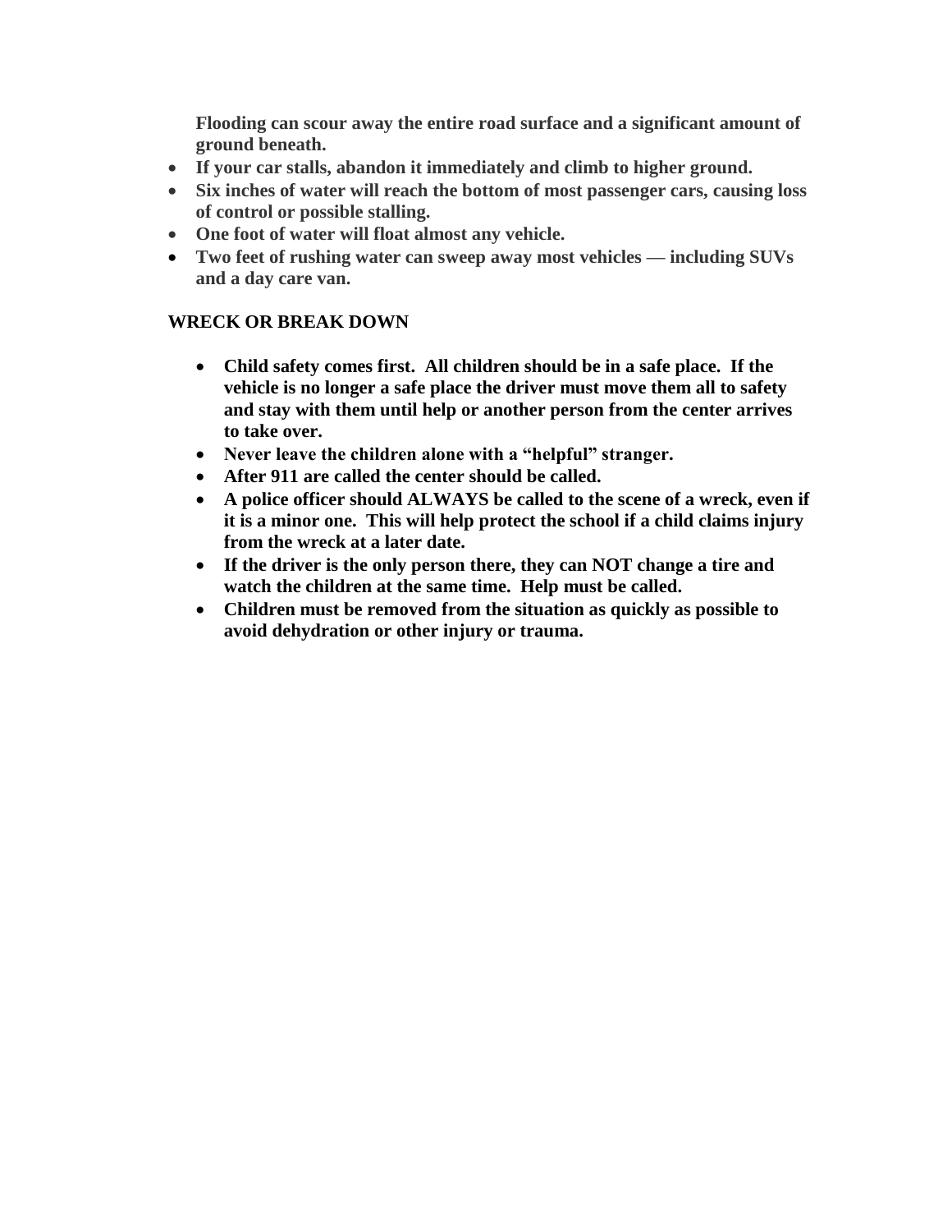**Flooding can scour away the entire road surface and a significant amount of ground beneath.**

- **If your car stalls, abandon it immediately and climb to higher ground.**
- **Six inches of water will reach the bottom of most passenger cars, causing loss of control or possible stalling.**
- **One foot of water will float almost any vehicle.**
- **Two feet of rushing water can sweep away most vehicles — including SUVs and a day care van.**

**WRECK OR BREAK DOWN**

- **Child safety comes first. All children should be in a safe place. If the vehicle is no longer a safe place the driver must move them all to safety and stay with them until help or another person from the center arrives to take over.**
- **Never leave the children alone with a "helpful" stranger.**
- **After 911 are called the center should be called.**
- **A police officer should ALWAYS be called to the scene of a wreck, even if it is a minor one. This will help protect the school if a child claims injury from the wreck at a later date.**
- **If the driver is the only person there, they can NOT change a tire and watch the children at the same time. Help must be called.**
- **Children must be removed from the situation as quickly as possible to avoid dehydration or other injury or trauma.**